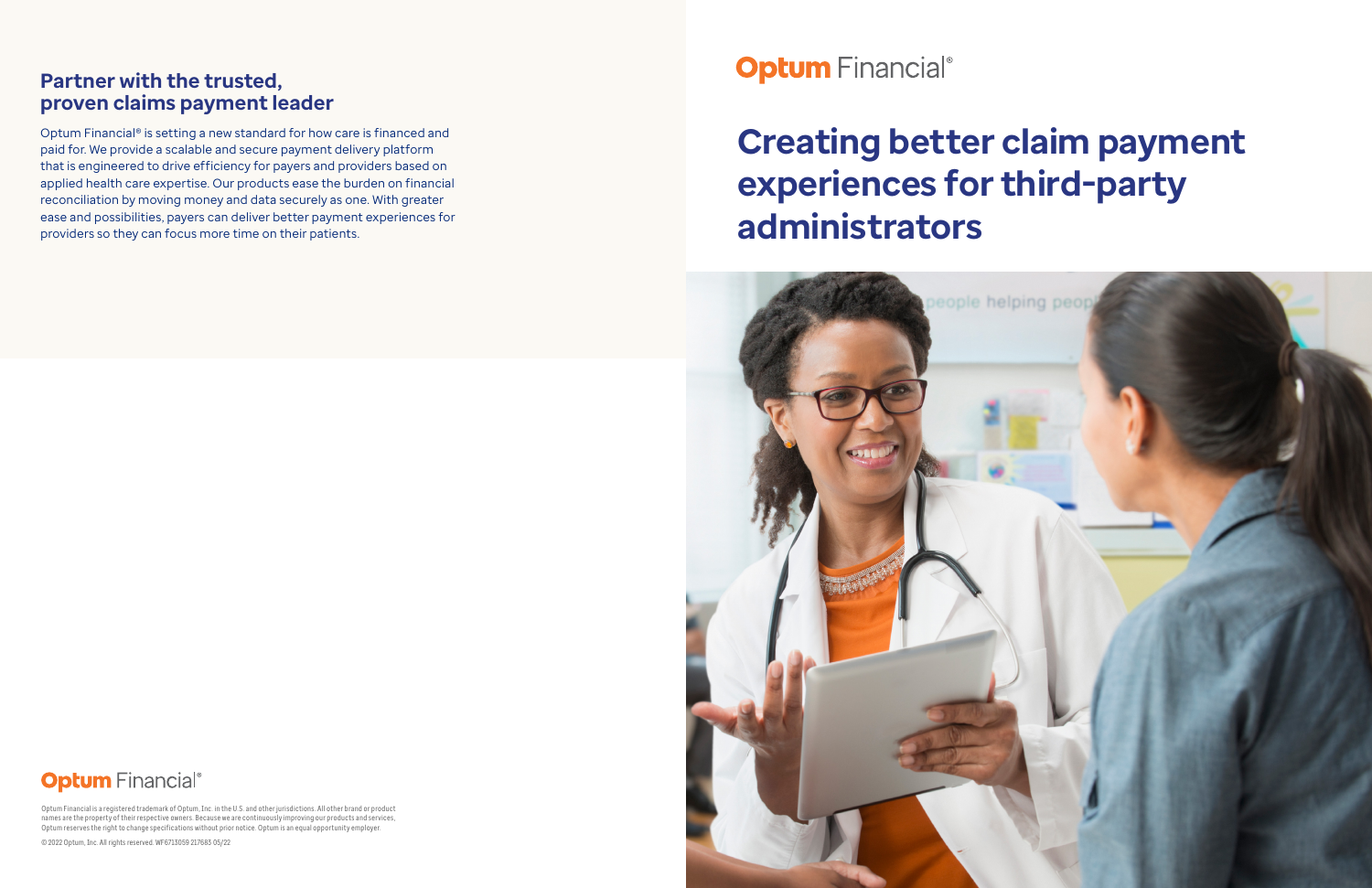# Optum Financial®

# Creating better claim payment experiences for third-party administrators

## Partner with the trusted, proven claims payment leader

Optum Financial® is setting a new standard for how care is financed and paid for. We provide a scalable and secure payment delivery platform that is engineered to drive efficiency for payers and providers based on applied health care expertise. Our products ease the burden on financial reconciliation by moving money and data securely as one. With greater ease and possibilities, payers can deliver better payment experiences for providers so they can focus more time on their patients.

Optum Financial®

Optum Financial is a registered trademark of Optum, Inc. in the U.S. and other jurisdictions. All other brand or product names are the property of their respective owners. Because we are continuously improving our products and services, Optum reserves the right to change specifications without prior notice. Optum is an equal opportunity employer.

© 2022 Optum, Inc. All rights reserved. WF6713059 217683 05/22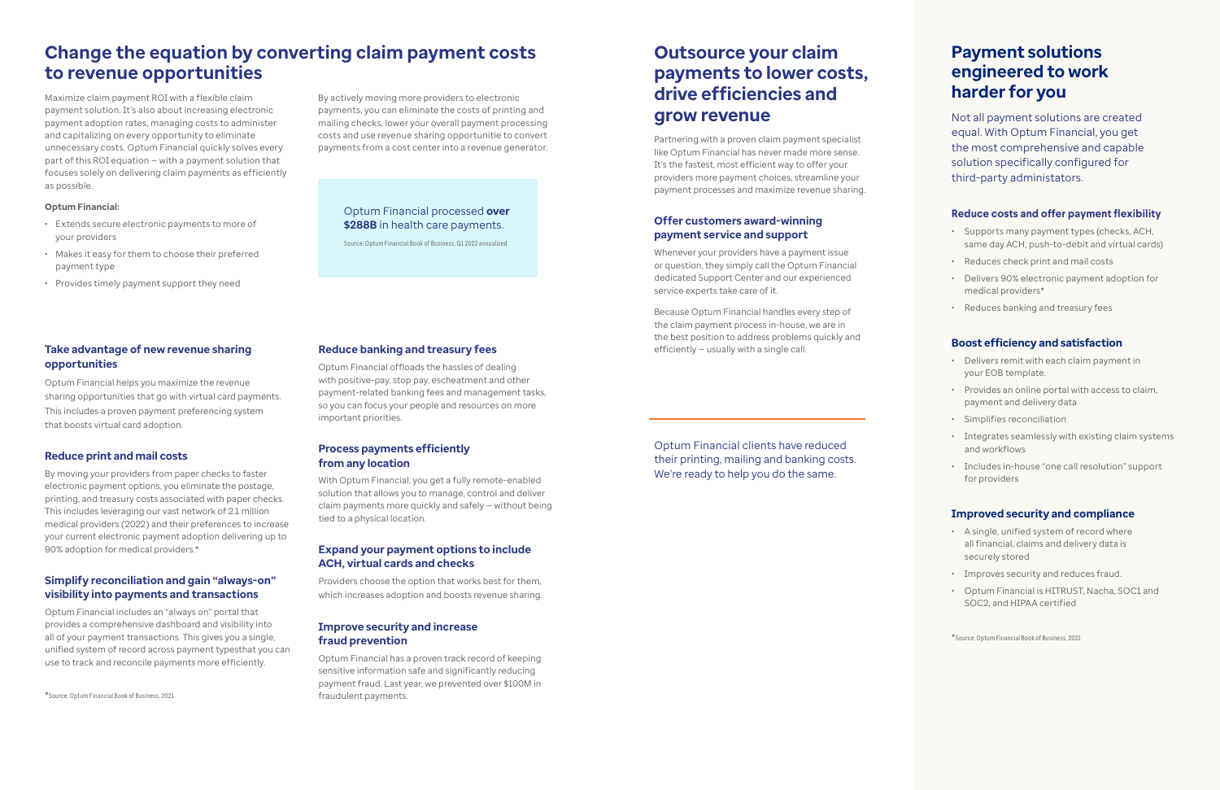## Change the equation by converting claim payment costs to revenue opportunities

Maximize claim payment ROI with a flexible claim payment solution. It's also about increasing electronic payment adoption rates, managing costs to administer and capitalizing on every opportunity to eliminate unnecessary costs. Optum Financial quickly solves every part of this ROI equation — with a payment solution that focuses solely on delivering claim payments as efficiently as possible.

**Optum Financial:**

- Extends secure electronic payments to more of your providers
- Makes it easy for them to choose their preferred payment type
- Provides timely payment support they need

By actively moving more providers to electronic payments, you can eliminate the costs of printing and mailing checks, lower your overall payment processing costs and use revenue sharing opportunitie to convert payments from a cost center into a revenue generator.

Optum Financial processed **over $288B** in health care payments.

Source: Optum Financial Book of Business, Q1 2022 annualized

### Take advantage of new revenue sharing opportunities

Optum Financial helps you maximize the revenue sharing opportunities that go with virtual card payments. This includes a proven payment preferencing system that boosts virtual card adoption.

### Reduce print and mail costs

By moving your providers from paper checks to faster electronic payment options, you eliminate the postage, printing, and treasury costs associated with paper checks. This includes leveraging our vast network of 2.1 million medical providers (2022) and their preferences to increase your current electronic payment adoption delivering up to 90% adoption for medical providers.*

### Simplify reconciliation and gain "always-on" visibility into payments and transactions

Optum Financial includes an "always on" portal that provides a comprehensive dashboard and visibility into all of your payment transactions. This gives you a single, unified system of record across payment typesthat you can use to track and reconcile payments more efficiently.

*Source: Optum Financial Book of Business, 2021

### Reduce banking and treasury fees

Optum Financial offloads the hassles of dealing with positive-pay, stop pay, escheatment and other payment-related banking fees and management tasks, so you can focus your people and resources on more important priorities.

### Process payments efficiently from any location

With Optum Financial, you get a fully remote-enabled solution that allows you to manage, control and deliver claim payments more quickly and safely — without being tied to a physical location.

### Expand your payment options to include ACH, virtual cards and checks

Providers choose the option that works best for them, which increases adoption and boosts revenue sharing.

### Improve security and increase fraud prevention

Optum Financial has a proven track record of keeping sensitive information safe and significantly reducing payment fraud. Last year, we prevented over $100M in fraudulent payments.

## Outsource your claim payments to lower costs, drive efficiencies and grow revenue

Partnering with a proven claim payment specialist like Optum Financial has never made more sense. It's the fastest, most efficient way to offer your providers more payment choices, streamline your payment processes and maximize revenue sharing.

### Offer customers award-winning payment service and support

Whenever your providers have a payment issue or question, they simply call the Optum Financial dedicated Support Center and our experienced service experts take care of it.

Because Optum Financial handles every step of the claim payment process in-house, we are in the best position to address problems quickly and efficiently — usually with a single call.

Optum Financial clients have reduced their printing, mailing and banking costs. We're ready to help you do the same.

## Payment solutions engineered to work harder for you

Not all payment solutions are created equal. With Optum Financial, you get the most comprehensive and capable solution specifically configured for third-party administators.

### Reduce costs and offer payment flexibility

- Supports many payment types (checks, ACH, same day ACH, push-to-debit and virtual cards)
- Reduces check print and mail costs
- Delivers 90% electronic payment adoption for medical providers*
- Reduces banking and treasury fees

### Boost efficiency and satisfaction

- Delivers remit with each claim payment in your EOB template.
- Provides an online portal with access to claim, payment and delivery data
- Simplifies reconciliation
- Integrates seamlessly with existing claim systems and workflows
- Includes in-house "one call resolution" support for providers

### Improved security and compliance

- A single, unified system of record where all financial, claims and delivery data is securely stored
- Improves security and reduces fraud.
- Optum Financial is HITRUST, Nacha, SOC1 and SOC2, and HIPAA certified

*Source: Optum Financial Book of Business, 2021